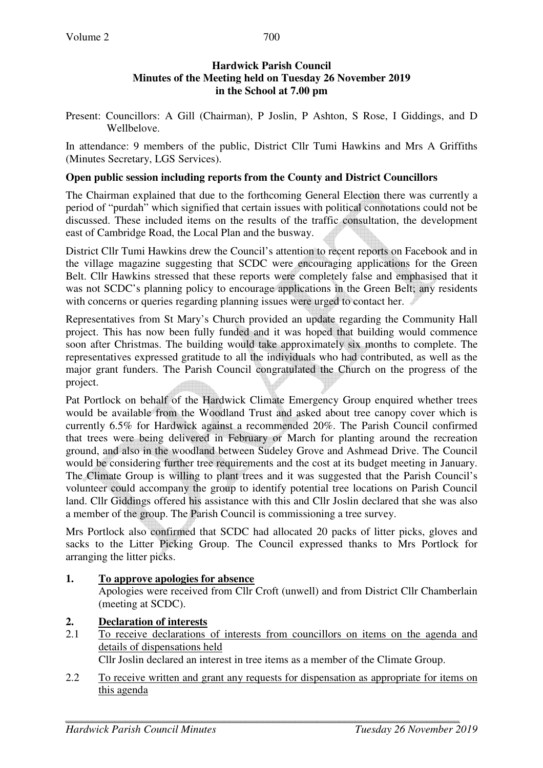**Hardwick Parish Council**
**Minutes of the Meeting held on Tuesday 26 November 2019**
**in the School at 7.00 pm**

Present: Councillors: A Gill (Chairman), P Joslin, P Ashton, S Rose, I Giddings, and D Wellbelove.

In attendance: 9 members of the public, District Cllr Tumi Hawkins and Mrs A Griffiths (Minutes Secretary, LGS Services).

**Open public session including reports from the County and District Councillors**

The Chairman explained that due to the forthcoming General Election there was currently a period of "purdah" which signified that certain issues with political connotations could not be discussed. These included items on the results of the traffic consultation, the development east of Cambridge Road, the Local Plan and the busway.

District Cllr Tumi Hawkins drew the Council's attention to recent reports on Facebook and in the village magazine suggesting that SCDC were encouraging applications for the Green Belt. Cllr Hawkins stressed that these reports were completely false and emphasised that it was not SCDC's planning policy to encourage applications in the Green Belt; any residents with concerns or queries regarding planning issues were urged to contact her.

Representatives from St Mary's Church provided an update regarding the Community Hall project. This has now been fully funded and it was hoped that building would commence soon after Christmas. The building would take approximately six months to complete. The representatives expressed gratitude to all the individuals who had contributed, as well as the major grant funders. The Parish Council congratulated the Church on the progress of the project.

Pat Portlock on behalf of the Hardwick Climate Emergency Group enquired whether trees would be available from the Woodland Trust and asked about tree canopy cover which is currently 6.5% for Hardwick against a recommended 20%. The Parish Council confirmed that trees were being delivered in February or March for planting around the recreation ground, and also in the woodland between Sudeley Grove and Ashmead Drive. The Council would be considering further tree requirements and the cost at its budget meeting in January. The Climate Group is willing to plant trees and it was suggested that the Parish Council's volunteer could accompany the group to identify potential tree locations on Parish Council land. Cllr Giddings offered his assistance with this and Cllr Joslin declared that she was also a member of the group. The Parish Council is commissioning a tree survey.

Mrs Portlock also confirmed that SCDC had allocated 20 packs of litter picks, gloves and sacks to the Litter Picking Group. The Council expressed thanks to Mrs Portlock for arranging the litter picks.

**1. <u>To approve apologies for absence</u>**

Apologies were received from Cllr Croft (unwell) and from District Cllr Chamberlain (meeting at SCDC).

**2. <u>Declaration of interests</u>**

2.1 <u>To receive declarations of interests from councillors on items on the agenda and details of dispensations held</u>

Cllr Joslin declared an interest in tree items as a member of the Climate Group.

2.2 <u>To receive written and grant any requests for dispensation as appropriate for items on this agenda</u>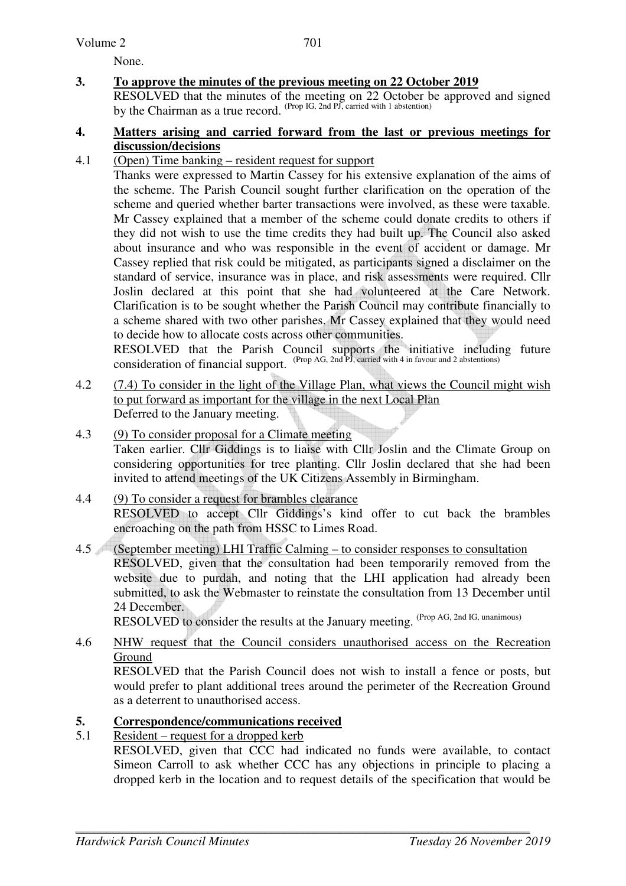None.

**3. To approve the minutes of the previous meeting on 22 October 2019**

RESOLVED that the minutes of the meeting on 22 October be approved and signed by the Chairman as a true record. (Prop IG, 2nd PJ, carried with 1 abstention)

**4. Matters arising and carried forward from the last or previous meetings for discussion/decisions**

4.1 (Open) Time banking – resident request for support

Thanks were expressed to Martin Cassey for his extensive explanation of the aims of the scheme. The Parish Council sought further clarification on the operation of the scheme and queried whether barter transactions were involved, as these were taxable. Mr Cassey explained that a member of the scheme could donate credits to others if they did not wish to use the time credits they had built up. The Council also asked about insurance and who was responsible in the event of accident or damage. Mr Cassey replied that risk could be mitigated, as participants signed a disclaimer on the standard of service, insurance was in place, and risk assessments were required. Cllr Joslin declared at this point that she had volunteered at the Care Network. Clarification is to be sought whether the Parish Council may contribute financially to a scheme shared with two other parishes. Mr Cassey explained that they would need to decide how to allocate costs across other communities.

RESOLVED that the Parish Council supports the initiative including future consideration of financial support. (Prop AG, 2nd PJ, carried with 4 in favour and 2 abstentions)

4.2 (7.4) To consider in the light of the Village Plan, what views the Council might wish to put forward as important for the village in the next Local Plan

Deferred to the January meeting.

4.3 (9) To consider proposal for a Climate meeting

Taken earlier. Cllr Giddings is to liaise with Cllr Joslin and the Climate Group on considering opportunities for tree planting. Cllr Joslin declared that she had been invited to attend meetings of the UK Citizens Assembly in Birmingham.

4.4 (9) To consider a request for brambles clearance

RESOLVED to accept Cllr Giddings's kind offer to cut back the brambles encroaching on the path from HSSC to Limes Road.

4.5 (September meeting) LHI Traffic Calming – to consider responses to consultation

RESOLVED, given that the consultation had been temporarily removed from the website due to purdah, and noting that the LHI application had already been submitted, to ask the Webmaster to reinstate the consultation from 13 December until 24 December.

RESOLVED to consider the results at the January meeting. (Prop AG, 2nd IG, unanimous)

4.6 NHW request that the Council considers unauthorised access on the Recreation Ground

RESOLVED that the Parish Council does not wish to install a fence or posts, but would prefer to plant additional trees around the perimeter of the Recreation Ground as a deterrent to unauthorised access.

**5. Correspondence/communications received**

5.1 Resident – request for a dropped kerb

RESOLVED, given that CCC had indicated no funds were available, to contact Simeon Carroll to ask whether CCC has any objections in principle to placing a dropped kerb in the location and to request details of the specification that would be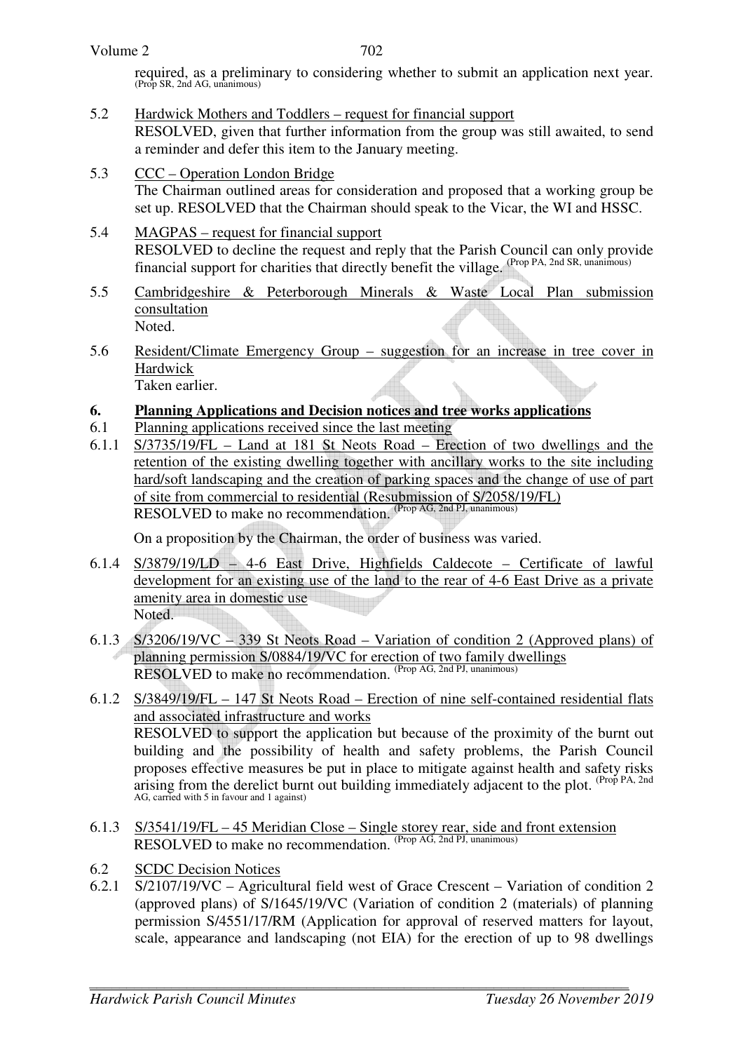required, as a preliminary to considering whether to submit an application next year. (Prop SR, 2nd AG, unanimous)

5.2 Hardwick Mothers and Toddlers – request for financial support
RESOLVED, given that further information from the group was still awaited, to send a reminder and defer this item to the January meeting.

5.3 CCC – Operation London Bridge
The Chairman outlined areas for consideration and proposed that a working group be set up. RESOLVED that the Chairman should speak to the Vicar, the WI and HSSC.

5.4 MAGPAS – request for financial support
RESOLVED to decline the request and reply that the Parish Council can only provide financial support for charities that directly benefit the village. (Prop PA, 2nd SR, unanimous)

5.5 Cambridgeshire & Peterborough Minerals & Waste Local Plan submission consultation
Noted.

5.6 Resident/Climate Emergency Group – suggestion for an increase in tree cover in Hardwick
Taken earlier.

## 6. Planning Applications and Decision notices and tree works applications

6.1 Planning applications received since the last meeting

6.1.1 S/3735/19/FL – Land at 181 St Neots Road – Erection of two dwellings and the retention of the existing dwelling together with ancillary works to the site including hard/soft landscaping and the creation of parking spaces and the change of use of part of site from commercial to residential (Resubmission of S/2058/19/FL)
RESOLVED to make no recommendation. (Prop AG, 2nd PJ, unanimous)

On a proposition by the Chairman, the order of business was varied.

6.1.4 S/3879/19/LD – 4-6 East Drive, Highfields Caldecote – Certificate of lawful development for an existing use of the land to the rear of 4-6 East Drive as a private amenity area in domestic use
Noted.

6.1.3 S/3206/19/VC – 339 St Neots Road – Variation of condition 2 (Approved plans) of planning permission S/0884/19/VC for erection of two family dwellings
RESOLVED to make no recommendation. (Prop AG, 2nd PJ, unanimous)

6.1.2 S/3849/19/FL – 147 St Neots Road – Erection of nine self-contained residential flats and associated infrastructure and works
RESOLVED to support the application but because of the proximity of the burnt out building and the possibility of health and safety problems, the Parish Council proposes effective measures be put in place to mitigate against health and safety risks arising from the derelict burnt out building immediately adjacent to the plot. (Prop PA, 2nd AG, carried with 5 in favour and 1 against)

6.1.3 S/3541/19/FL – 45 Meridian Close – Single storey rear, side and front extension
RESOLVED to make no recommendation. (Prop AG, 2nd PJ, unanimous)

6.2 SCDC Decision Notices

6.2.1 S/2107/19/VC – Agricultural field west of Grace Crescent – Variation of condition 2 (approved plans) of S/1645/19/VC (Variation of condition 2 (materials) of planning permission S/4551/17/RM (Application for approval of reserved matters for layout, scale, appearance and landscaping (not EIA) for the erection of up to 98 dwellings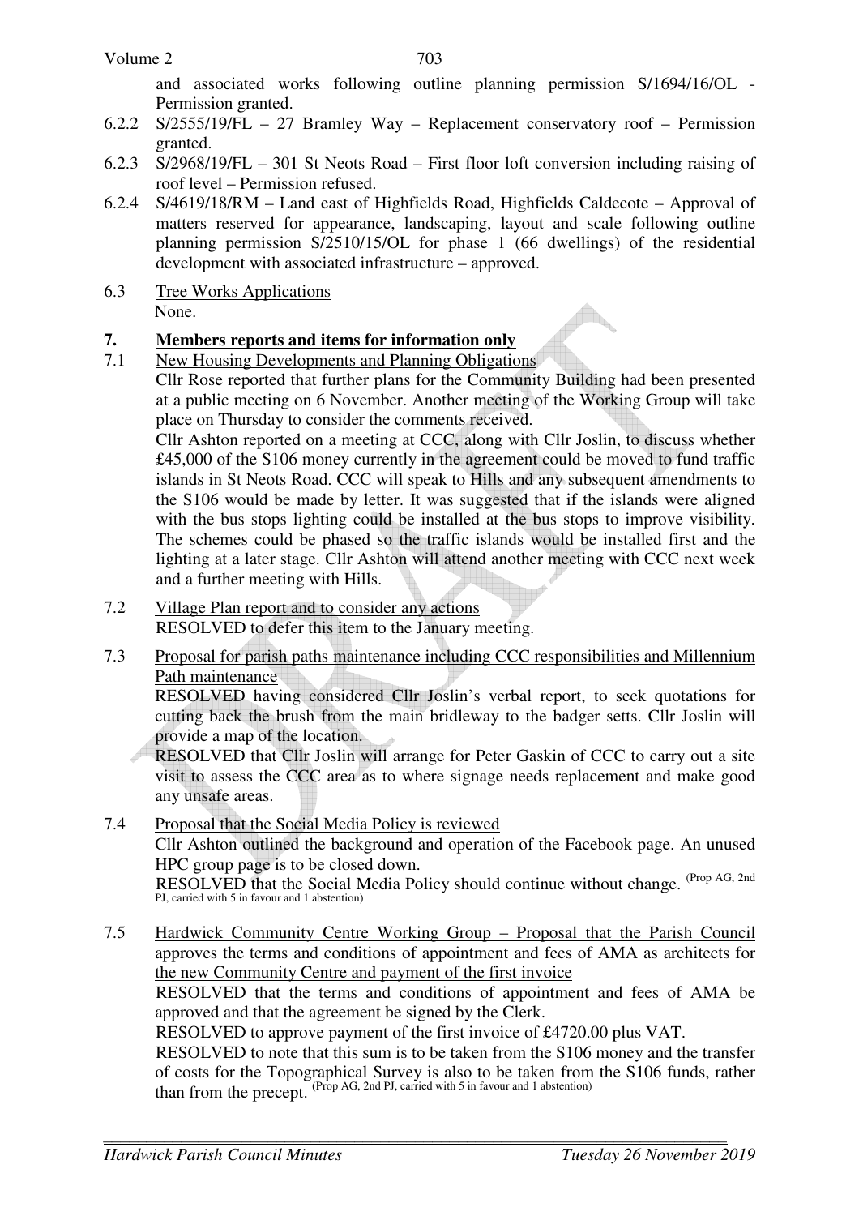and associated works following outline planning permission S/1694/16/OL - Permission granted.

6.2.2 S/2555/19/FL – 27 Bramley Way – Replacement conservatory roof – Permission granted.

6.2.3 S/2968/19/FL – 301 St Neots Road – First floor loft conversion including raising of roof level – Permission refused.

6.2.4 S/4619/18/RM – Land east of Highfields Road, Highfields Caldecote – Approval of matters reserved for appearance, landscaping, layout and scale following outline planning permission S/2510/15/OL for phase 1 (66 dwellings) of the residential development with associated infrastructure – approved.

6.3 Tree Works Applications

None.

## 7. Members reports and items for information only

7.1 New Housing Developments and Planning Obligations

Cllr Rose reported that further plans for the Community Building had been presented at a public meeting on 6 November. Another meeting of the Working Group will take place on Thursday to consider the comments received.

Cllr Ashton reported on a meeting at CCC, along with Cllr Joslin, to discuss whether £45,000 of the S106 money currently in the agreement could be moved to fund traffic islands in St Neots Road. CCC will speak to Hills and any subsequent amendments to the S106 would be made by letter. It was suggested that if the islands were aligned with the bus stops lighting could be installed at the bus stops to improve visibility. The schemes could be phased so the traffic islands would be installed first and the lighting at a later stage. Cllr Ashton will attend another meeting with CCC next week and a further meeting with Hills.

7.2 Village Plan report and to consider any actions

RESOLVED to defer this item to the January meeting.

7.3 Proposal for parish paths maintenance including CCC responsibilities and Millennium Path maintenance

RESOLVED having considered Cllr Joslin's verbal report, to seek quotations for cutting back the brush from the main bridleway to the badger setts. Cllr Joslin will provide a map of the location.

RESOLVED that Cllr Joslin will arrange for Peter Gaskin of CCC to carry out a site visit to assess the CCC area as to where signage needs replacement and make good any unsafe areas.

7.4 Proposal that the Social Media Policy is reviewed

Cllr Ashton outlined the background and operation of the Facebook page. An unused HPC group page is to be closed down.

RESOLVED that the Social Media Policy should continue without change. (Prop AG, 2nd PJ, carried with 5 in favour and 1 abstention)

7.5 Hardwick Community Centre Working Group – Proposal that the Parish Council approves the terms and conditions of appointment and fees of AMA as architects for the new Community Centre and payment of the first invoice

RESOLVED that the terms and conditions of appointment and fees of AMA be approved and that the agreement be signed by the Clerk.

RESOLVED to approve payment of the first invoice of £4720.00 plus VAT.

RESOLVED to note that this sum is to be taken from the S106 money and the transfer of costs for the Topographical Survey is also to be taken from the S106 funds, rather than from the precept. (Prop AG, 2nd PJ, carried with 5 in favour and 1 abstention)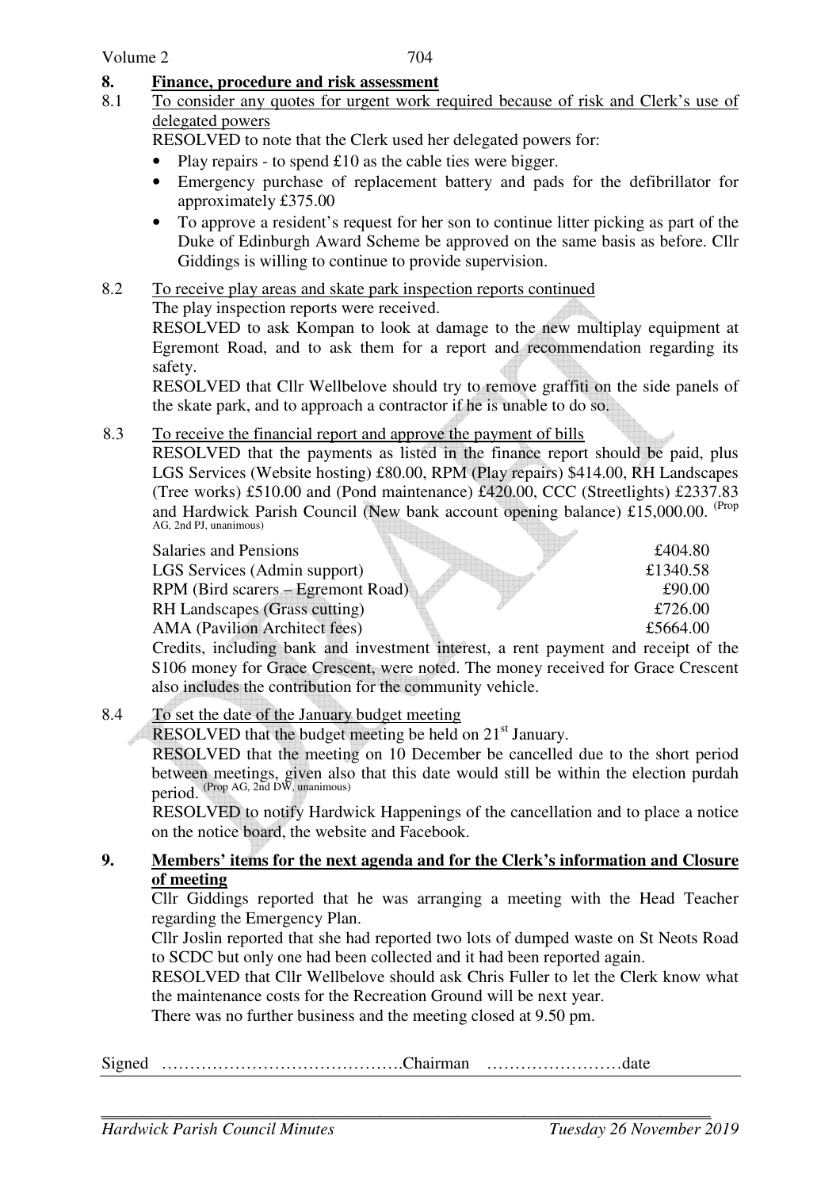## 8. Finance, procedure and risk assessment

8.1 To consider any quotes for urgent work required because of risk and Clerk's use of delegated powers

RESOLVED to note that the Clerk used her delegated powers for:

- Play repairs - to spend £10 as the cable ties were bigger.
- Emergency purchase of replacement battery and pads for the defibrillator for approximately £375.00
- To approve a resident's request for her son to continue litter picking as part of the Duke of Edinburgh Award Scheme be approved on the same basis as before. Cllr Giddings is willing to continue to provide supervision.

8.2 To receive play areas and skate park inspection reports continued

The play inspection reports were received.

RESOLVED to ask Kompan to look at damage to the new multiplay equipment at Egremont Road, and to ask them for a report and recommendation regarding its safety.

RESOLVED that Cllr Wellbelove should try to remove graffiti on the side panels of the skate park, and to approach a contractor if he is unable to do so.

8.3 To receive the financial report and approve the payment of bills

RESOLVED that the payments as listed in the finance report should be paid, plus LGS Services (Website hosting) £80.00, RPM (Play repairs) $414.00, RH Landscapes (Tree works) £510.00 and (Pond maintenance) £420.00, CCC (Streetlights) £2337.83 and Hardwick Parish Council (New bank account opening balance) £15,000.00. (Prop AG, 2nd PJ, unanimous)

| | |
|---|---|
| Salaries and Pensions | £404.80 |
| LGS Services (Admin support) | £1340.58 |
| RPM (Bird scarers – Egremont Road) | £90.00 |
| RH Landscapes (Grass cutting) | £726.00 |
| AMA (Pavilion Architect fees) | £5664.00 |

Credits, including bank and investment interest, a rent payment and receipt of the S106 money for Grace Crescent, were noted. The money received for Grace Crescent also includes the contribution for the community vehicle.

8.4 To set the date of the January budget meeting

RESOLVED that the budget meeting be held on 21st January.

RESOLVED that the meeting on 10 December be cancelled due to the short period between meetings, given also that this date would still be within the election purdah period. (Prop AG, 2nd DW, unanimous)

RESOLVED to notify Hardwick Happenings of the cancellation and to place a notice on the notice board, the website and Facebook.

## 9. Members' items for the next agenda and for the Clerk's information and Closure of meeting

Cllr Giddings reported that he was arranging a meeting with the Head Teacher regarding the Emergency Plan.

Cllr Joslin reported that she had reported two lots of dumped waste on St Neots Road to SCDC but only one had been collected and it had been reported again.

RESOLVED that Cllr Wellbelove should ask Chris Fuller to let the Clerk know what the maintenance costs for the Recreation Ground will be next year.

There was no further business and the meeting closed at 9.50 pm.

Signed …………………………………….Chairman ……………………date